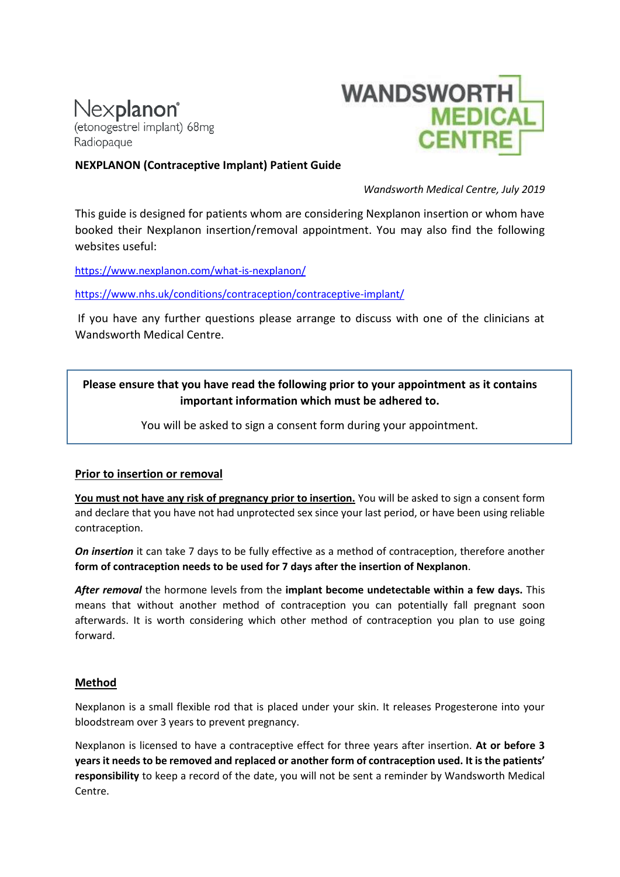Nexplanon®
(etonogestrel implant) 68mg
Radiopaque

WANDSWORTH MEDICAL CENTRE

**NEXPLANON (Contraceptive Implant) Patient Guide**

*Wandsworth Medical Centre, July 2019*

This guide is designed for patients whom are considering Nexplanon insertion or whom have booked their Nexplanon insertion/removal appointment. You may also find the following websites useful:

https://www.nexplanon.com/what-is-nexplanon/

https://www.nhs.uk/conditions/contraception/contraceptive-implant/

If you have any further questions please arrange to discuss with one of the clinicians at Wandsworth Medical Centre.

> **Please ensure that you have read the following prior to your appointment as it contains important information which must be adhered to.**
>
> You will be asked to sign a consent form during your appointment.

## Prior to insertion or removal

**You must not have any risk of pregnancy prior to insertion.** You will be asked to sign a consent form and declare that you have not had unprotected sex since your last period, or have been using reliable contraception.

***On insertion*** it can take 7 days to be fully effective as a method of contraception, therefore another **form of contraception needs to be used for 7 days after the insertion of Nexplanon**.

***After removal*** the hormone levels from the **implant become undetectable within a few days.** This means that without another method of contraception you can potentially fall pregnant soon afterwards. It is worth considering which other method of contraception you plan to use going forward.

## Method

Nexplanon is a small flexible rod that is placed under your skin. It releases Progesterone into your bloodstream over 3 years to prevent pregnancy.

Nexplanon is licensed to have a contraceptive effect for three years after insertion. **At or before 3 years it needs to be removed and replaced or another form of contraception used. It is the patients' responsibility** to keep a record of the date, you will not be sent a reminder by Wandsworth Medical Centre.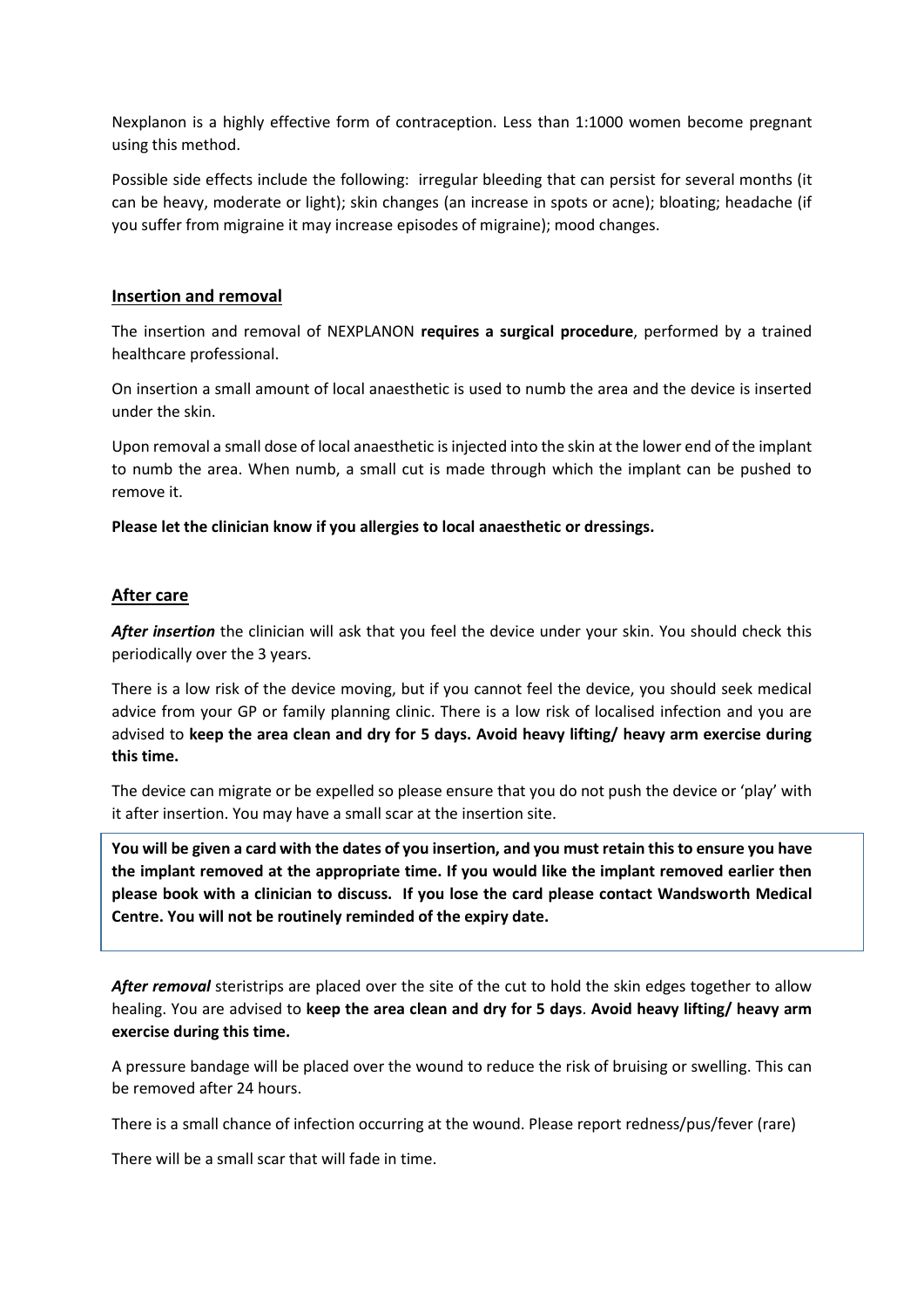Nexplanon is a highly effective form of contraception. Less than 1:1000 women become pregnant using this method.

Possible side effects include the following: irregular bleeding that can persist for several months (it can be heavy, moderate or light); skin changes (an increase in spots or acne); bloating; headache (if you suffer from migraine it may increase episodes of migraine); mood changes.

## Insertion and removal

The insertion and removal of NEXPLANON **requires a surgical procedure**, performed by a trained healthcare professional.

On insertion a small amount of local anaesthetic is used to numb the area and the device is inserted under the skin.

Upon removal a small dose of local anaesthetic is injected into the skin at the lower end of the implant to numb the area. When numb, a small cut is made through which the implant can be pushed to remove it.

**Please let the clinician know if you allergies to local anaesthetic or dressings.**

## After care

***After insertion*** the clinician will ask that you feel the device under your skin. You should check this periodically over the 3 years.

There is a low risk of the device moving, but if you cannot feel the device, you should seek medical advice from your GP or family planning clinic. There is a low risk of localised infection and you are advised to **keep the area clean and dry for 5 days. Avoid heavy lifting/ heavy arm exercise during this time.**

The device can migrate or be expelled so please ensure that you do not push the device or 'play' with it after insertion. You may have a small scar at the insertion site.

**You will be given a card with the dates of you insertion, and you must retain this to ensure you have the implant removed at the appropriate time. If you would like the implant removed earlier then please book with a clinician to discuss. If you lose the card please contact Wandsworth Medical Centre. You will not be routinely reminded of the expiry date.**

***After removal*** steristrips are placed over the site of the cut to hold the skin edges together to allow healing. You are advised to **keep the area clean and dry for 5 days**. **Avoid heavy lifting/ heavy arm exercise during this time.**

A pressure bandage will be placed over the wound to reduce the risk of bruising or swelling. This can be removed after 24 hours.

There is a small chance of infection occurring at the wound. Please report redness/pus/fever (rare)

There will be a small scar that will fade in time.